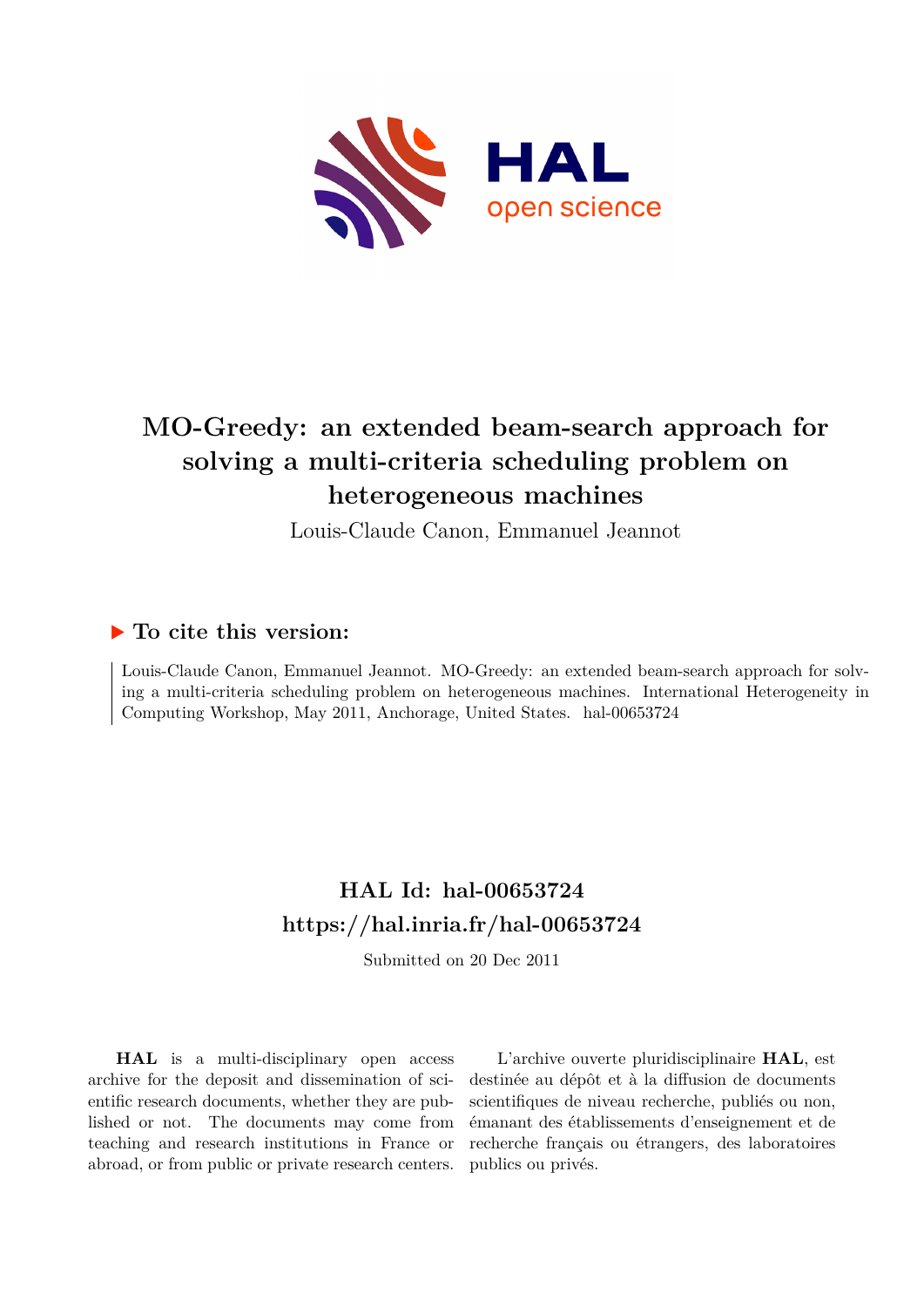# MO-Greedy: an extended beam-search approach for solving a multi-criteria scheduling problem on heterogeneous machines

Louis-Claude Canon, Emmanuel Jeannot

## ▶ To cite this version:

Louis-Claude Canon, Emmanuel Jeannot. MO-Greedy: an extended beam-search approach for solving a multi-criteria scheduling problem on heterogeneous machines. International Heterogeneity in Computing Workshop, May 2011, Anchorage, United States. hal-00653724

## HAL Id: hal-00653724
## https://hal.inria.fr/hal-00653724

Submitted on 20 Dec 2011

**HAL** is a multi-disciplinary open access archive for the deposit and dissemination of scientific research documents, whether they are published or not. The documents may come from teaching and research institutions in France or abroad, or from public or private research centers.

L'archive ouverte pluridisciplinaire **HAL**, est destinée au dépôt et à la diffusion de documents scientifiques de niveau recherche, publiés ou non, émanant des établissements d'enseignement et de recherche français ou étrangers, des laboratoires publics ou privés.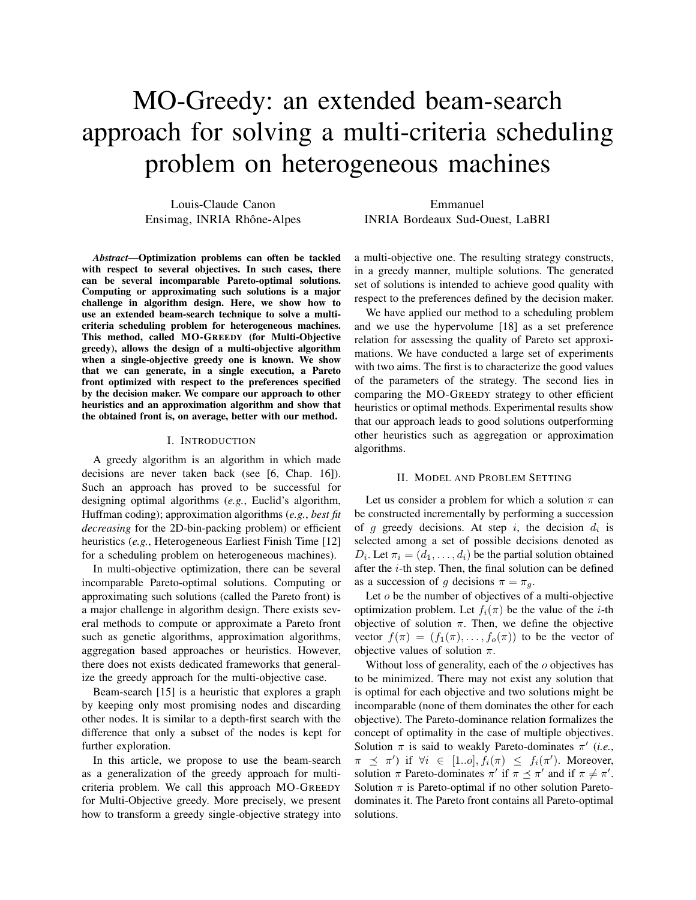# MO-Greedy: an extended beam-search approach for solving a multi-criteria scheduling problem on heterogeneous machines

Louis-Claude Canon
Ensimag, INRIA Rhône-Alpes

Emmanuel
INRIA Bordeaux Sud-Ouest, LaBRI

***Abstract*—Optimization problems can often be tackled with respect to several objectives. In such cases, there can be several incomparable Pareto-optimal solutions. Computing or approximating such solutions is a major challenge in algorithm design. Here, we show how to use an extended beam-search technique to solve a multi-criteria scheduling problem for heterogeneous machines. This method, called MO-GREEDY (for Multi-Objective greedy), allows the design of a multi-objective algorithm when a single-objective greedy one is known. We show that we can generate, in a single execution, a Pareto front optimized with respect to the preferences specified by the decision maker. We compare our approach to other heuristics and an approximation algorithm and show that the obtained front is, on average, better with our method.**

## I. INTRODUCTION

A greedy algorithm is an algorithm in which made decisions are never taken back (see [6, Chap. 16]). Such an approach has proved to be successful for designing optimal algorithms (*e.g.*, Euclid's algorithm, Huffman coding); approximation algorithms (*e.g.*, *best fit decreasing* for the 2D-bin-packing problem) or efficient heuristics (*e.g.*, Heterogeneous Earliest Finish Time [12] for a scheduling problem on heterogeneous machines).

In multi-objective optimization, there can be several incomparable Pareto-optimal solutions. Computing or approximating such solutions (called the Pareto front) is a major challenge in algorithm design. There exists several methods to compute or approximate a Pareto front such as genetic algorithms, approximation algorithms, aggregation based approaches or heuristics. However, there does not exists dedicated frameworks that generalize the greedy approach for the multi-objective case.

Beam-search [15] is a heuristic that explores a graph by keeping only most promising nodes and discarding other nodes. It is similar to a depth-first search with the difference that only a subset of the nodes is kept for further exploration.

In this article, we propose to use the beam-search as a generalization of the greedy approach for multi-criteria problem. We call this approach MO-GREEDY for Multi-Objective greedy. More precisely, we present how to transform a greedy single-objective strategy into a multi-objective one. The resulting strategy constructs, in a greedy manner, multiple solutions. The generated set of solutions is intended to achieve good quality with respect to the preferences defined by the decision maker.

We have applied our method to a scheduling problem and we use the hypervolume [18] as a set preference relation for assessing the quality of Pareto set approximations. We have conducted a large set of experiments with two aims. The first is to characterize the good values of the parameters of the strategy. The second lies in comparing the MO-GREEDY strategy to other efficient heuristics or optimal methods. Experimental results show that our approach leads to good solutions outperforming other heuristics such as aggregation or approximation algorithms.

## II. MODEL AND PROBLEM SETTING

Let us consider a problem for which a solution $\pi$ can be constructed incrementally by performing a succession of $g$ greedy decisions. At step $i$, the decision $d_i$ is selected among a set of possible decisions denoted as $D_i$. Let $\pi_i = (d_1, \ldots, d_i)$ be the partial solution obtained after the $i$-th step. Then, the final solution can be defined as a succession of $g$ decisions $\pi = \pi_g$.

Let $o$ be the number of objectives of a multi-objective optimization problem. Let $f_i(\pi)$ be the value of the $i$-th objective of solution $\pi$. Then, we define the objective vector $f(\pi) = (f_1(\pi), \ldots, f_o(\pi))$ to be the vector of objective values of solution $\pi$.

Without loss of generality, each of the $o$ objectives has to be minimized. There may not exist any solution that is optimal for each objective and two solutions might be incomparable (none of them dominates the other for each objective). The Pareto-dominance relation formalizes the concept of optimality in the case of multiple objectives. Solution $\pi$ is said to weakly Pareto-dominates $\pi'$ (*i.e.*, $\pi \preceq \pi'$) if $\forall i \in [1..o], f_i(\pi) \leq f_i(\pi')$. Moreover, solution $\pi$ Pareto-dominates $\pi'$ if $\pi \preceq \pi'$ and if $\pi \neq \pi'$. Solution $\pi$ is Pareto-optimal if no other solution Pareto-dominates it. The Pareto front contains all Pareto-optimal solutions.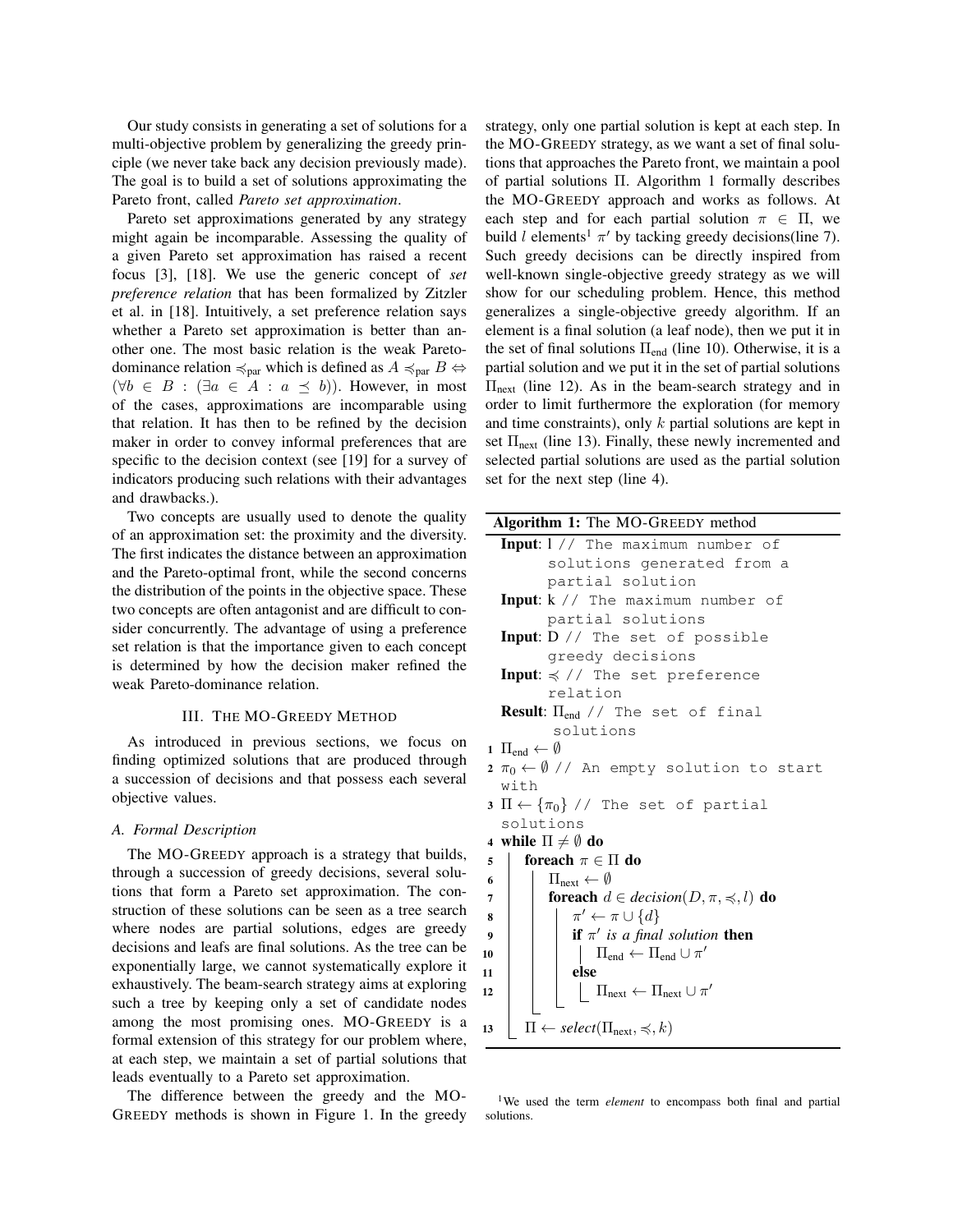Our study consists in generating a set of solutions for a multi-objective problem by generalizing the greedy principle (we never take back any decision previously made). The goal is to build a set of solutions approximating the Pareto front, called *Pareto set approximation*.

Pareto set approximations generated by any strategy might again be incomparable. Assessing the quality of a given Pareto set approximation has raised a recent focus [3], [18]. We use the generic concept of *set preference relation* that has been formalized by Zitzler et al. in [18]. Intuitively, a set preference relation says whether a Pareto set approximation is better than another one. The most basic relation is the weak Pareto-dominance relation $\preccurlyeq_{\text{par}}$ which is defined as $A \preccurlyeq_{\text{par}} B \Leftrightarrow (\forall b \in B : (\exists a \in A : a \preceq b))$. However, in most of the cases, approximations are incomparable using that relation. It has then to be refined by the decision maker in order to convey informal preferences that are specific to the decision context (see [19] for a survey of indicators producing such relations with their advantages and drawbacks.).

Two concepts are usually used to denote the quality of an approximation set: the proximity and the diversity. The first indicates the distance between an approximation and the Pareto-optimal front, while the second concerns the distribution of the points in the objective space. These two concepts are often antagonist and are difficult to consider concurrently. The advantage of using a preference set relation is that the importance given to each concept is determined by how the decision maker refined the weak Pareto-dominance relation.

## III. The MO-Greedy Method

As introduced in previous sections, we focus on finding optimized solutions that are produced through a succession of decisions and that possess each several objective values.

### A. Formal Description

The MO-GREEDY approach is a strategy that builds, through a succession of greedy decisions, several solutions that form a Pareto set approximation. The construction of these solutions can be seen as a tree search where nodes are partial solutions, edges are greedy decisions and leafs are final solutions. As the tree can be exponentially large, we cannot systematically explore it exhaustively. The beam-search strategy aims at exploring such a tree by keeping only a set of candidate nodes among the most promising ones. MO-GREEDY is a formal extension of this strategy for our problem where, at each step, we maintain a set of partial solutions that leads eventually to a Pareto set approximation.

The difference between the greedy and the MO-GREEDY methods is shown in Figure 1. In the greedy strategy, only one partial solution is kept at each step. In the MO-GREEDY strategy, as we want a set of final solutions that approaches the Pareto front, we maintain a pool of partial solutions $\Pi$. Algorithm 1 formally describes the MO-GREEDY approach and works as follows. At each step and for each partial solution $\pi \in \Pi$, we build $l$ elements[1] $\pi'$ by tacking greedy decisions(line 7). Such greedy decisions can be directly inspired from well-known single-objective greedy strategy as we will show for our scheduling problem. Hence, this method generalizes a single-objective greedy algorithm. If an element is a final solution (a leaf node), then we put it in the set of final solutions $\Pi_{\text{end}}$ (line 10). Otherwise, it is a partial solution and we put it in the set of partial solutions $\Pi_{\text{next}}$ (line 12). As in the beam-search strategy and in order to limit furthermore the exploration (for memory and time constraints), only $k$ partial solutions are kept in set $\Pi_{\text{next}}$ (line 13). Finally, these newly incremented and selected partial solutions are used as the partial solution set for the next step (line 4).

**Algorithm 1:** The MO-GREEDY method

```
Input: l // The maximum number of
       solutions generated from a
       partial solution
Input: k // The maximum number of
       partial solutions
Input: D // The set of possible
       greedy decisions
Input: ≼ // The set preference
       relation
Result: Π_end // The set of final
        solutions
1  Π_end ← ∅
2  π_0 ← ∅ // An empty solution to start
   with
3  Π ← {π_0} // The set of partial
   solutions
4  while Π ≠ ∅ do
5      foreach π ∈ Π do
6          Π_next ← ∅
7          foreach d ∈ decision(D, π, ≼, l) do
8              π' ← π ∪ {d}
9              if π' is a final solution then
10                 Π_end ← Π_end ∪ π'
11             else
12                 Π_next ← Π_next ∪ π'
13     Π ← select(Π_next, ≼, k)
```

[1] We used the term *element* to encompass both final and partial solutions.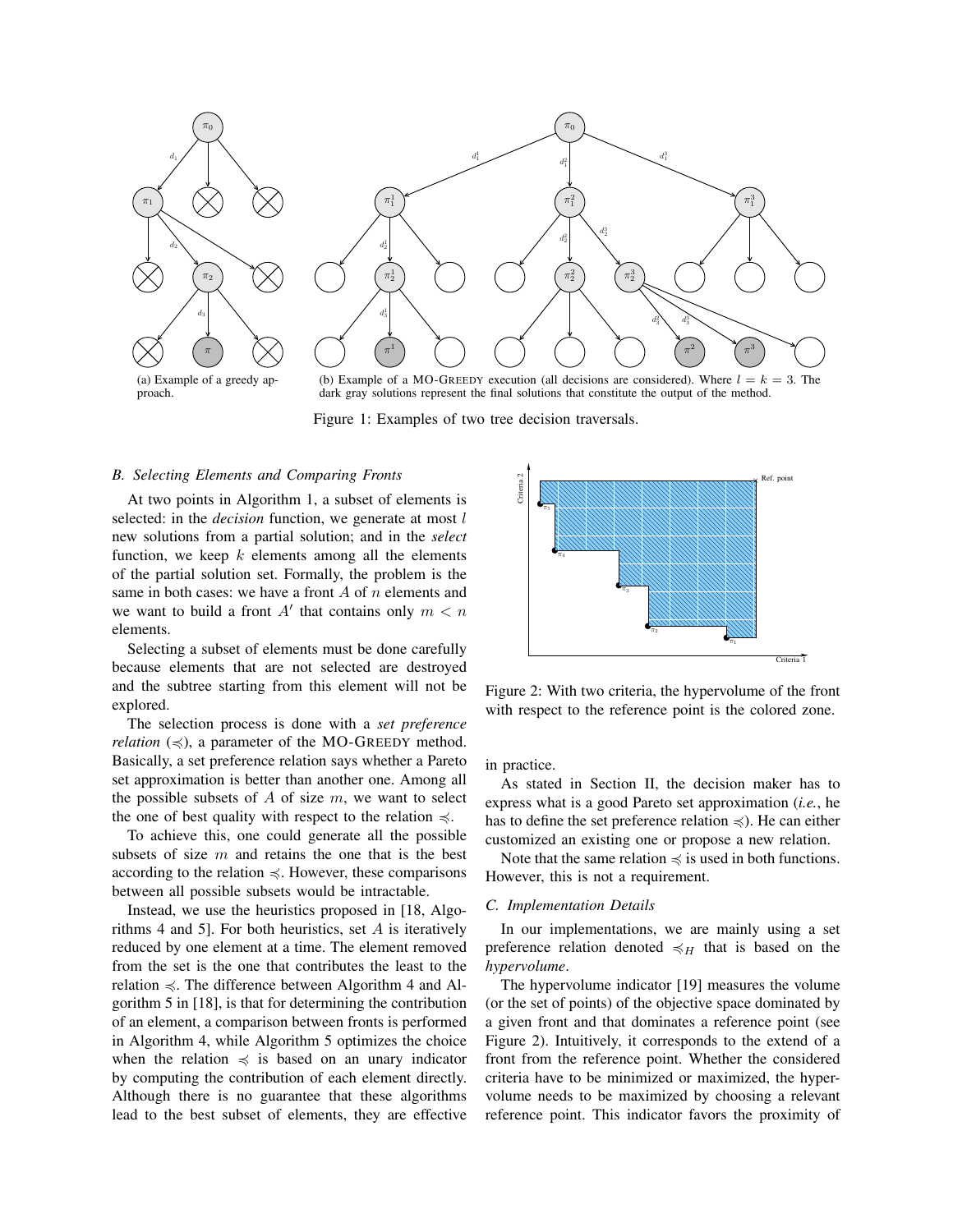(a) Example of a greedy approach.

(b) Example of a MO-GREEDY execution (all decisions are considered). Where $l = k = 3$. The dark gray solutions represent the final solutions that constitute the output of the method.

Figure 1: Examples of two tree decision traversals.

### B. Selecting Elements and Comparing Fronts

At two points in Algorithm 1, a subset of elements is selected: in the *decision* function, we generate at most $l$ new solutions from a partial solution; and in the *select* function, we keep $k$ elements among all the elements of the partial solution set. Formally, the problem is the same in both cases: we have a front $A$ of $n$ elements and we want to build a front $A'$ that contains only $m < n$ elements.

Selecting a subset of elements must be done carefully because elements that are not selected are destroyed and the subtree starting from this element will not be explored.

The selection process is done with a *set preference relation* ($\preccurlyeq$), a parameter of the MO-GREEDY method. Basically, a set preference relation says whether a Pareto set approximation is better than another one. Among all the possible subsets of $A$ of size $m$, we want to select the one of best quality with respect to the relation $\preccurlyeq$.

To achieve this, one could generate all the possible subsets of size $m$ and retains the one that is the best according to the relation $\preccurlyeq$. However, these comparisons between all possible subsets would be intractable.

Instead, we use the heuristics proposed in [18, Algorithms 4 and 5]. For both heuristics, set $A$ is iteratively reduced by one element at a time. The element removed from the set is the one that contributes the least to the relation $\preccurlyeq$. The difference between Algorithm 4 and Algorithm 5 in [18], is that for determining the contribution of an element, a comparison between fronts is performed in Algorithm 4, while Algorithm 5 optimizes the choice when the relation $\preccurlyeq$ is based on an unary indicator by computing the contribution of each element directly. Although there is no guarantee that these algorithms lead to the best subset of elements, they are effective in practice.

Figure 2: With two criteria, the hypervolume of the front with respect to the reference point is the colored zone.

As stated in Section II, the decision maker has to express what is a good Pareto set approximation (*i.e.*, he has to define the set preference relation $\preccurlyeq$). He can either customized an existing one or propose a new relation.

Note that the same relation $\preccurlyeq$ is used in both functions. However, this is not a requirement.

### C. Implementation Details

In our implementations, we are mainly using a set preference relation denoted $\preccurlyeq_H$ that is based on the *hypervolume*.

The hypervolume indicator [19] measures the volume (or the set of points) of the objective space dominated by a given front and that dominates a reference point (see Figure 2). Intuitively, it corresponds to the extend of a front from the reference point. Whether the considered criteria have to be minimized or maximized, the hypervolume needs to be maximized by choosing a relevant reference point. This indicator favors the proximity of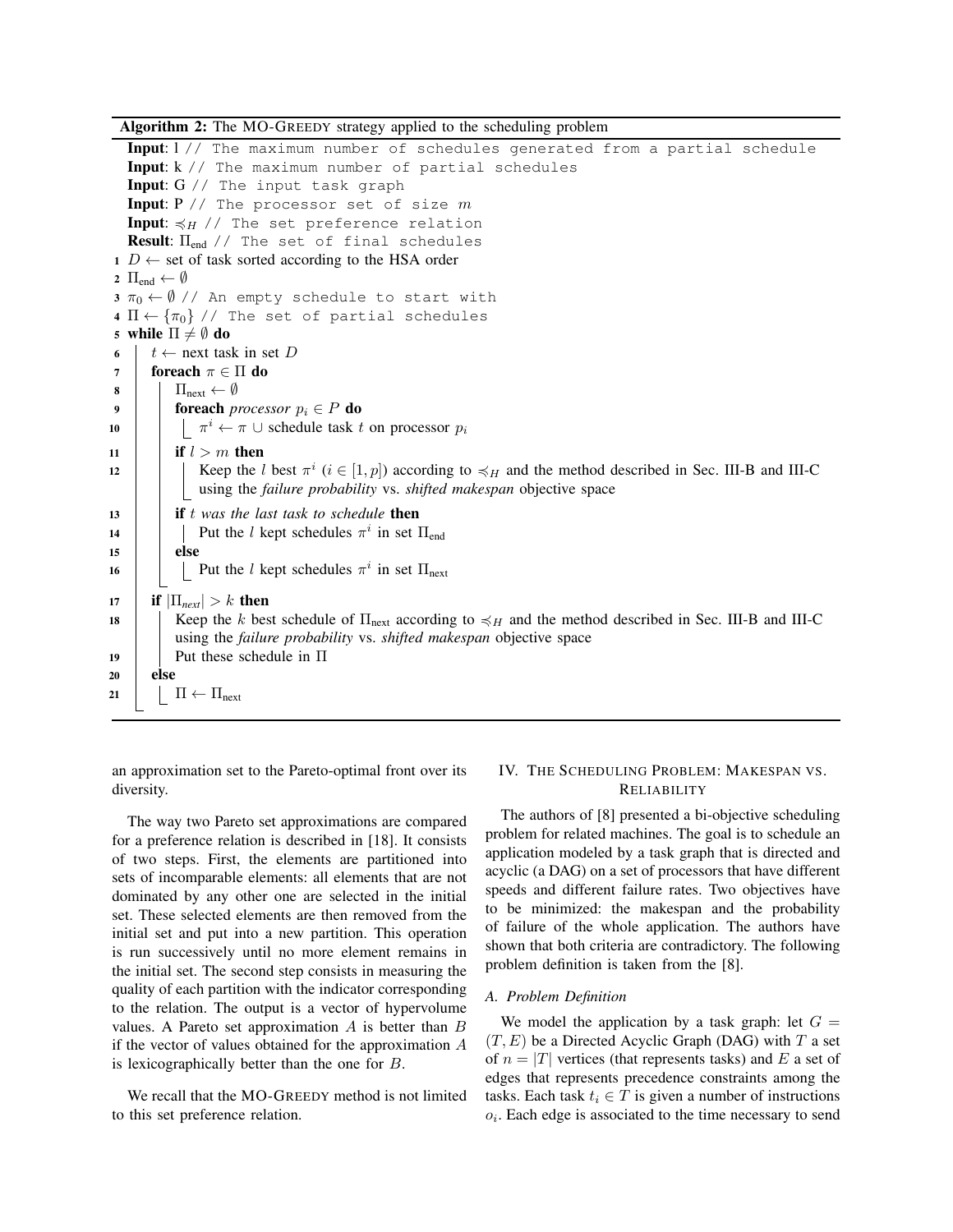**Algorithm 2:** The MO-GREEDY strategy applied to the scheduling problem

```
Input: l // The maximum number of schedules generated from a partial schedule
Input: k // The maximum number of partial schedules
Input: G // The input task graph
Input: P // The processor set of size m
Input: ≼_H // The set preference relation
Result: Π_end // The set of final schedules
1  D ← set of task sorted according to the HSA order
2  Π_end ← ∅
3  π_0 ← ∅ // An empty schedule to start with
4  Π ← {π_0} // The set of partial schedules
5  while Π ≠ ∅ do
6      t ← next task in set D
7      foreach π ∈ Π do
8          Π_next ← ∅
9          foreach processor p_i ∈ P do
10             π^i ← π ∪ schedule task t on processor p_i
11         if l > m then
12             Keep the l best π^i (i ∈ [1, p]) according to ≼_H and the method described in Sec. III-B and III-C
               using the failure probability vs. shifted makespan objective space
13         if t was the last task to schedule then
14             Put the l kept schedules π^i in set Π_end
15         else
16             Put the l kept schedules π^i in set Π_next
17     if |Π_next| > k then
18         Keep the k best schedule of Π_next according to ≼_H and the method described in Sec. III-B and III-C
           using the failure probability vs. shifted makespan objective space
19         Put these schedule in Π
20     else
21         Π ← Π_next
```

an approximation set to the Pareto-optimal front over its diversity.

The way two Pareto set approximations are compared for a preference relation is described in [18]. It consists of two steps. First, the elements are partitioned into sets of incomparable elements: all elements that are not dominated by any other one are selected in the initial set. These selected elements are then removed from the initial set and put into a new partition. This operation is run successively until no more element remains in the initial set. The second step consists in measuring the quality of each partition with the indicator corresponding to the relation. The output is a vector of hypervolume values. A Pareto set approximation $A$ is better than $B$ if the vector of values obtained for the approximation $A$ is lexicographically better than the one for $B$.

We recall that the MO-GREEDY method is not limited to this set preference relation.

## IV. The Scheduling Problem: Makespan vs. Reliability

The authors of [8] presented a bi-objective scheduling problem for related machines. The goal is to schedule an application modeled by a task graph that is directed and acyclic (a DAG) on a set of processors that have different speeds and different failure rates. Two objectives have to be minimized: the makespan and the probability of failure of the whole application. The authors have shown that both criteria are contradictory. The following problem definition is taken from the [8].

### A. Problem Definition

We model the application by a task graph: let $G = (T, E)$ be a Directed Acyclic Graph (DAG) with $T$ a set of $n = |T|$ vertices (that represents tasks) and $E$ a set of edges that represents precedence constraints among the tasks. Each task $t_i \in T$ is given a number of instructions $o_i$. Each edge is associated to the time necessary to send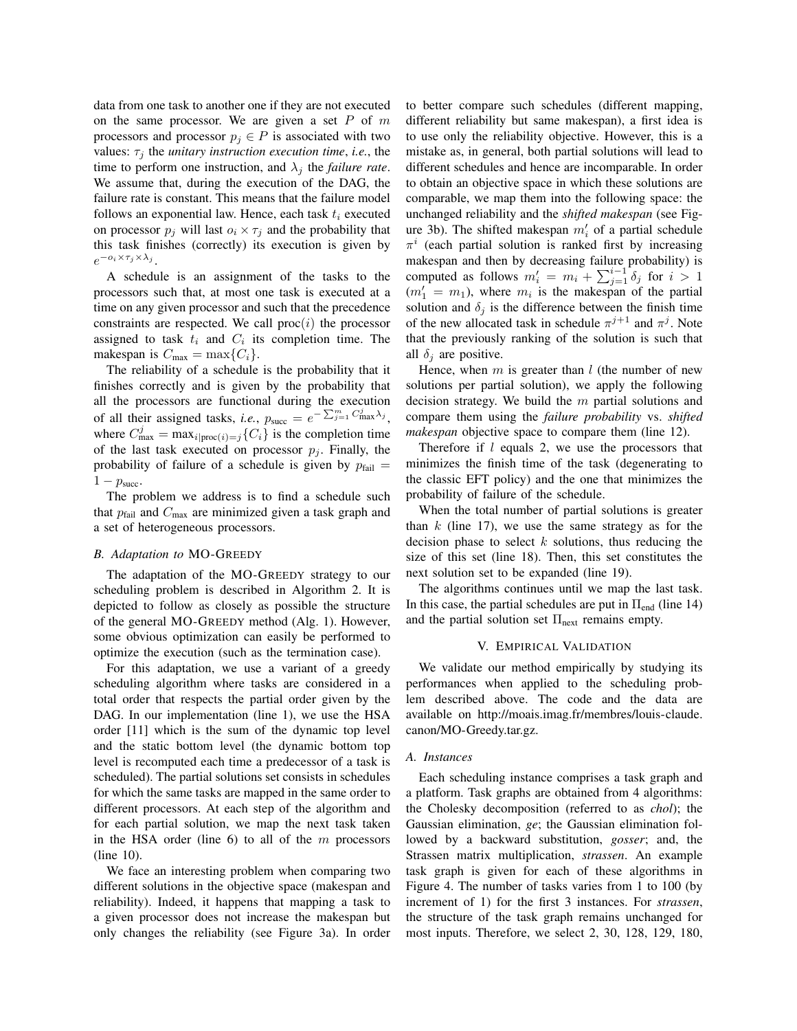data from one task to another one if they are not executed on the same processor. We are given a set $P$ of $m$ processors and processor $p_j \in P$ is associated with two values: $\tau_j$ the *unitary instruction execution time*, *i.e.*, the time to perform one instruction, and $\lambda_j$ the *failure rate*. We assume that, during the execution of the DAG, the failure rate is constant. This means that the failure model follows an exponential law. Hence, each task $t_i$ executed on processor $p_j$ will last $o_i \times \tau_j$ and the probability that this task finishes (correctly) its execution is given by $e^{-o_i \times \tau_j \times \lambda_j}$.

A schedule is an assignment of the tasks to the processors such that, at most one task is executed at a time on any given processor and such that the precedence constraints are respected. We call $\text{proc}(i)$ the processor assigned to task $t_i$ and $C_i$ its completion time. The makespan is $C_{\max} = \max\{C_i\}$.

The reliability of a schedule is the probability that it finishes correctly and is given by the probability that all the processors are functional during the execution of all their assigned tasks, *i.e.*, $p_{\text{succ}} = e^{-\sum_{j=1}^{m} C_{\max}^{j} \lambda_j}$, where $C_{\max}^{j} = \max_{i|\text{proc}(i)=j}\{C_i\}$ is the completion time of the last task executed on processor $p_j$. Finally, the probability of failure of a schedule is given by $p_{\text{fail}} = 1 - p_{\text{succ}}$.

The problem we address is to find a schedule such that $p_{\text{fail}}$ and $C_{\max}$ are minimized given a task graph and a set of heterogeneous processors.

### B. Adaptation to MO-Greedy

The adaptation of the MO-Greedy strategy to our scheduling problem is described in Algorithm 2. It is depicted to follow as closely as possible the structure of the general MO-Greedy method (Alg. 1). However, some obvious optimization can easily be performed to optimize the execution (such as the termination case).

For this adaptation, we use a variant of a greedy scheduling algorithm where tasks are considered in a total order that respects the partial order given by the DAG. In our implementation (line 1), we use the HSA order [11] which is the sum of the dynamic top level and the static bottom level (the dynamic bottom top level is recomputed each time a predecessor of a task is scheduled). The partial solutions set consists in schedules for which the same tasks are mapped in the same order to different processors. At each step of the algorithm and for each partial solution, we map the next task taken in the HSA order (line 6) to all of the $m$ processors (line 10).

We face an interesting problem when comparing two different solutions in the objective space (makespan and reliability). Indeed, it happens that mapping a task to a given processor does not increase the makespan but only changes the reliability (see Figure 3a). In order to better compare such schedules (different mapping, different reliability but same makespan), a first idea is to use only the reliability objective. However, this is a mistake as, in general, both partial solutions will lead to different schedules and hence are incomparable. In order to obtain an objective space in which these solutions are comparable, we map them into the following space: the unchanged reliability and the *shifted makespan* (see Figure 3b). The shifted makespan $m'_i$ of a partial schedule $\pi^i$ (each partial solution is ranked first by increasing makespan and then by decreasing failure probability) is computed as follows $m'_i = m_i + \sum_{j=1}^{i-1} \delta_j$ for $i > 1$ ($m'_1 = m_1$), where $m_i$ is the makespan of the partial solution and $\delta_j$ is the difference between the finish time of the new allocated task in schedule $\pi^{j+1}$ and $\pi^j$. Note that the previously ranking of the solution is such that all $\delta_j$ are positive.

Hence, when $m$ is greater than $l$ (the number of new solutions per partial solution), we apply the following decision strategy. We build the $m$ partial solutions and compare them using the *failure probability* vs. *shifted makespan* objective space to compare them (line 12).

Therefore if $l$ equals 2, we use the processors that minimizes the finish time of the task (degenerating to the classic EFT policy) and the one that minimizes the probability of failure of the schedule.

When the total number of partial solutions is greater than $k$ (line 17), we use the same strategy as for the decision phase to select $k$ solutions, thus reducing the size of this set (line 18). Then, this set constitutes the next solution set to be expanded (line 19).

The algorithms continues until we map the last task. In this case, the partial schedules are put in $\Pi_{\text{end}}$ (line 14) and the partial solution set $\Pi_{\text{next}}$ remains empty.

## V. Empirical Validation

We validate our method empirically by studying its performances when applied to the scheduling problem described above. The code and the data are available on http://moais.imag.fr/membres/louis-claude.canon/MO-Greedy.tar.gz.

### A. Instances

Each scheduling instance comprises a task graph and a platform. Task graphs are obtained from 4 algorithms: the Cholesky decomposition (referred to as *chol*); the Gaussian elimination, *ge*; the Gaussian elimination followed by a backward substitution, *gosser*; and, the Strassen matrix multiplication, *strassen*. An example task graph is given for each of these algorithms in Figure 4. The number of tasks varies from 1 to 100 (by increment of 1) for the first 3 instances. For *strassen*, the structure of the task graph remains unchanged for most inputs. Therefore, we select 2, 30, 128, 129, 180,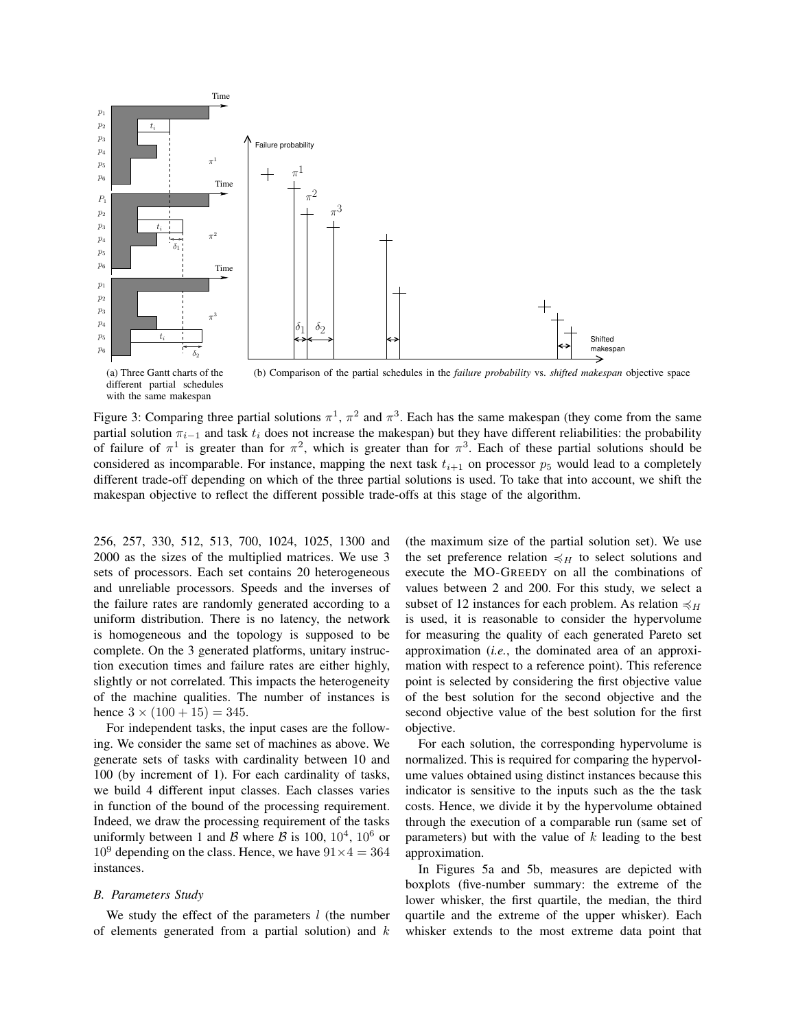(a) Three Gantt charts of the different partial schedules with the same makespan

(b) Comparison of the partial schedules in the *failure probability* vs. *shifted makespan* objective space

Figure 3: Comparing three partial solutions $\pi^1$, $\pi^2$ and $\pi^3$. Each has the same makespan (they come from the same partial solution $\pi_{i-1}$ and task $t_i$ does not increase the makespan) but they have different reliabilities: the probability of failure of $\pi^1$ is greater than for $\pi^2$, which is greater than for $\pi^3$. Each of these partial solutions should be considered as incomparable. For instance, mapping the next task $t_{i+1}$ on processor $p_5$ would lead to a completely different trade-off depending on which of the three partial solutions is used. To take that into account, we shift the makespan objective to reflect the different possible trade-offs at this stage of the algorithm.

256, 257, 330, 512, 513, 700, 1024, 1025, 1300 and 2000 as the sizes of the multiplied matrices. We use 3 sets of processors. Each set contains 20 heterogeneous and unreliable processors. Speeds and the inverses of the failure rates are randomly generated according to a uniform distribution. There is no latency, the network is homogeneous and the topology is supposed to be complete. On the 3 generated platforms, unitary instruction execution times and failure rates are either highly, slightly or not correlated. This impacts the heterogeneity of the machine qualities. The number of instances is hence $3 \times (100 + 15) = 345$.

For independent tasks, the input cases are the following. We consider the same set of machines as above. We generate sets of tasks with cardinality between 10 and 100 (by increment of 1). For each cardinality of tasks, we build 4 different input classes. Each classes varies in function of the bound of the processing requirement. Indeed, we draw the processing requirement of the tasks uniformly between 1 and $\mathcal{B}$ where $\mathcal{B}$ is 100, $10^4$, $10^6$ or $10^9$ depending on the class. Hence, we have $91 \times 4 = 364$ instances.

### B. Parameters Study

We study the effect of the parameters $l$ (the number of elements generated from a partial solution) and $k$ (the maximum size of the partial solution set). We use the set preference relation $\preccurlyeq_H$ to select solutions and execute the MO-GREEDY on all the combinations of values between 2 and 200. For this study, we select a subset of 12 instances for each problem. As relation $\preccurlyeq_H$ is used, it is reasonable to consider the hypervolume for measuring the quality of each generated Pareto set approximation (*i.e.*, the dominated area of an approximation with respect to a reference point). This reference point is selected by considering the first objective value of the best solution for the second objective and the second objective value of the best solution for the first objective.

For each solution, the corresponding hypervolume is normalized. This is required for comparing the hypervolume values obtained using distinct instances because this indicator is sensitive to the inputs such as the the task costs. Hence, we divide it by the hypervolume obtained through the execution of a comparable run (same set of parameters) but with the value of $k$ leading to the best approximation.

In Figures 5a and 5b, measures are depicted with boxplots (five-number summary: the extreme of the lower whisker, the first quartile, the median, the third quartile and the extreme of the upper whisker). Each whisker extends to the most extreme data point that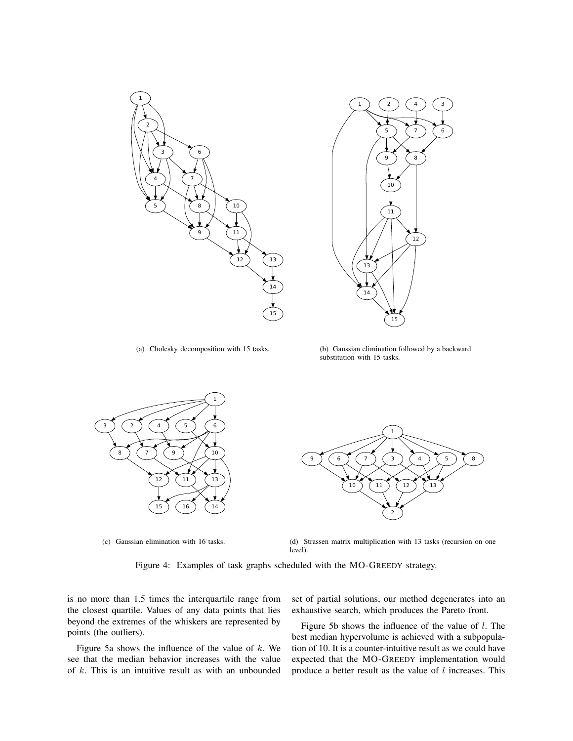(a) Cholesky decomposition with 15 tasks.

(b) Gaussian elimination followed by a backward substitution with 15 tasks.

(c) Gaussian elimination with 16 tasks.

(d) Strassen matrix multiplication with 13 tasks (recursion on one level).

Figure 4: Examples of task graphs scheduled with the MO-GREEDY strategy.

is no more than 1.5 times the interquartile range from the closest quartile. Values of any data points that lies beyond the extremes of the whiskers are represented by points (the outliers).

Figure 5a shows the influence of the value of $k$. We see that the median behavior increases with the value of $k$. This is an intuitive result as with an unbounded set of partial solutions, our method degenerates into an exhaustive search, which produces the Pareto front.

Figure 5b shows the influence of the value of $l$. The best median hypervolume is achieved with a subpopulation of 10. It is a counter-intuitive result as we could have expected that the MO-GREEDY implementation would produce a better result as the value of $l$ increases. This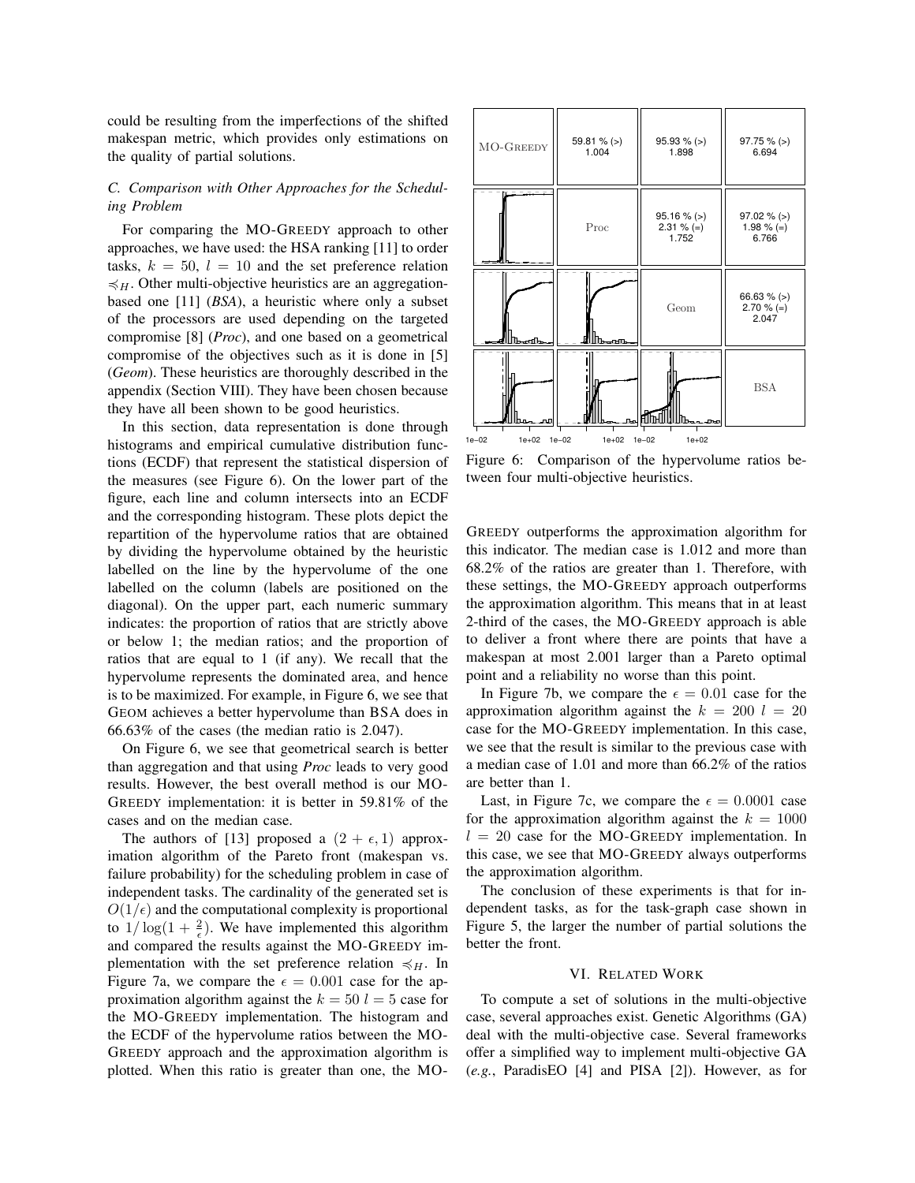could be resulting from the imperfections of the shifted makespan metric, which provides only estimations on the quality of partial solutions.

### C. Comparison with Other Approaches for the Scheduling Problem

For comparing the MO-GREEDY approach to other approaches, we have used: the HSA ranking [11] to order tasks, $k = 50$, $l = 10$ and the set preference relation $\preccurlyeq_H$. Other multi-objective heuristics are an aggregation-based one [11] (*BSA*), a heuristic where only a subset of the processors are used depending on the targeted compromise [8] (*Proc*), and one based on a geometrical compromise of the objectives such as it is done in [5] (*Geom*). These heuristics are thoroughly described in the appendix (Section VIII). They have been chosen because they have all been shown to be good heuristics.

In this section, data representation is done through histograms and empirical cumulative distribution functions (ECDF) that represent the statistical dispersion of the measures (see Figure 6). On the lower part of the figure, each line and column intersects into an ECDF and the corresponding histogram. These plots depict the repartition of the hypervolume ratios that are obtained by dividing the hypervolume obtained by the heuristic labelled on the line by the hypervolume of the one labelled on the column (labels are positioned on the diagonal). On the upper part, each numeric summary indicates: the proportion of ratios that are strictly above or below 1; the median ratios; and the proportion of ratios that are equal to 1 (if any). We recall that the hypervolume represents the dominated area, and hence is to be maximized. For example, in Figure 6, we see that GEOM achieves a better hypervolume than BSA does in 66.63% of the cases (the median ratio is 2.047).

| MO-GREEDY | 59.81 % (>) 1.004 | 95.93 % (>) 1.898 | 97.75 % (>) 6.694 |
| --- | --- | --- | --- |
| | Proc | 95.16 % (>) 2.31 % (=) 1.752 | 97.02 % (>) 1.98 % (=) 6.766 |
| | | Geom | 66.63 % (>) 2.70 % (=) 2.047 |
| | | | BSA |

Figure 6: Comparison of the hypervolume ratios between four multi-objective heuristics.

On Figure 6, we see that geometrical search is better than aggregation and that using *Proc* leads to very good results. However, the best overall method is our MO-GREEDY implementation: it is better in 59.81% of the cases and on the median case.

The authors of [13] proposed a $(2 + \epsilon, 1)$ approximation algorithm of the Pareto front (makespan vs. failure probability) for the scheduling problem in case of independent tasks. The cardinality of the generated set is $O(1/\epsilon)$ and the computational complexity is proportional to $1/\log(1 + \frac{2}{\epsilon})$. We have implemented this algorithm and compared the results against the MO-GREEDY implementation with the set preference relation $\preccurlyeq_H$. In Figure 7a, we compare the $\epsilon = 0.001$ case for the approximation algorithm against the $k = 50$ $l = 5$ case for the MO-GREEDY implementation. The histogram and the ECDF of the hypervolume ratios between the MO-GREEDY approach and the approximation algorithm is plotted. When this ratio is greater than one, the MO-GREEDY outperforms the approximation algorithm for this indicator. The median case is 1.012 and more than 68.2% of the ratios are greater than 1. Therefore, with these settings, the MO-GREEDY approach outperforms the approximation algorithm. This means that in at least 2-third of the cases, the MO-GREEDY approach is able to deliver a front where there are points that have a makespan at most 2.001 larger than a Pareto optimal point and a reliability no worse than this point.

In Figure 7b, we compare the $\epsilon = 0.01$ case for the approximation algorithm against the $k = 200$ $l = 20$ case for the MO-GREEDY implementation. In this case, we see that the result is similar to the previous case with a median case of 1.01 and more than 66.2% of the ratios are better than 1.

Last, in Figure 7c, we compare the $\epsilon = 0.0001$ case for the approximation algorithm against the $k = 1000$ $l = 20$ case for the MO-GREEDY implementation. In this case, we see that MO-GREEDY always outperforms the approximation algorithm.

The conclusion of these experiments is that for independent tasks, as for the task-graph case shown in Figure 5, the larger the number of partial solutions the better the front.

## VI. RELATED WORK

To compute a set of solutions in the multi-objective case, several approaches exist. Genetic Algorithms (GA) deal with the multi-objective case. Several frameworks offer a simplified way to implement multi-objective GA (*e.g.*, ParadisEO [4] and PISA [2]). However, as for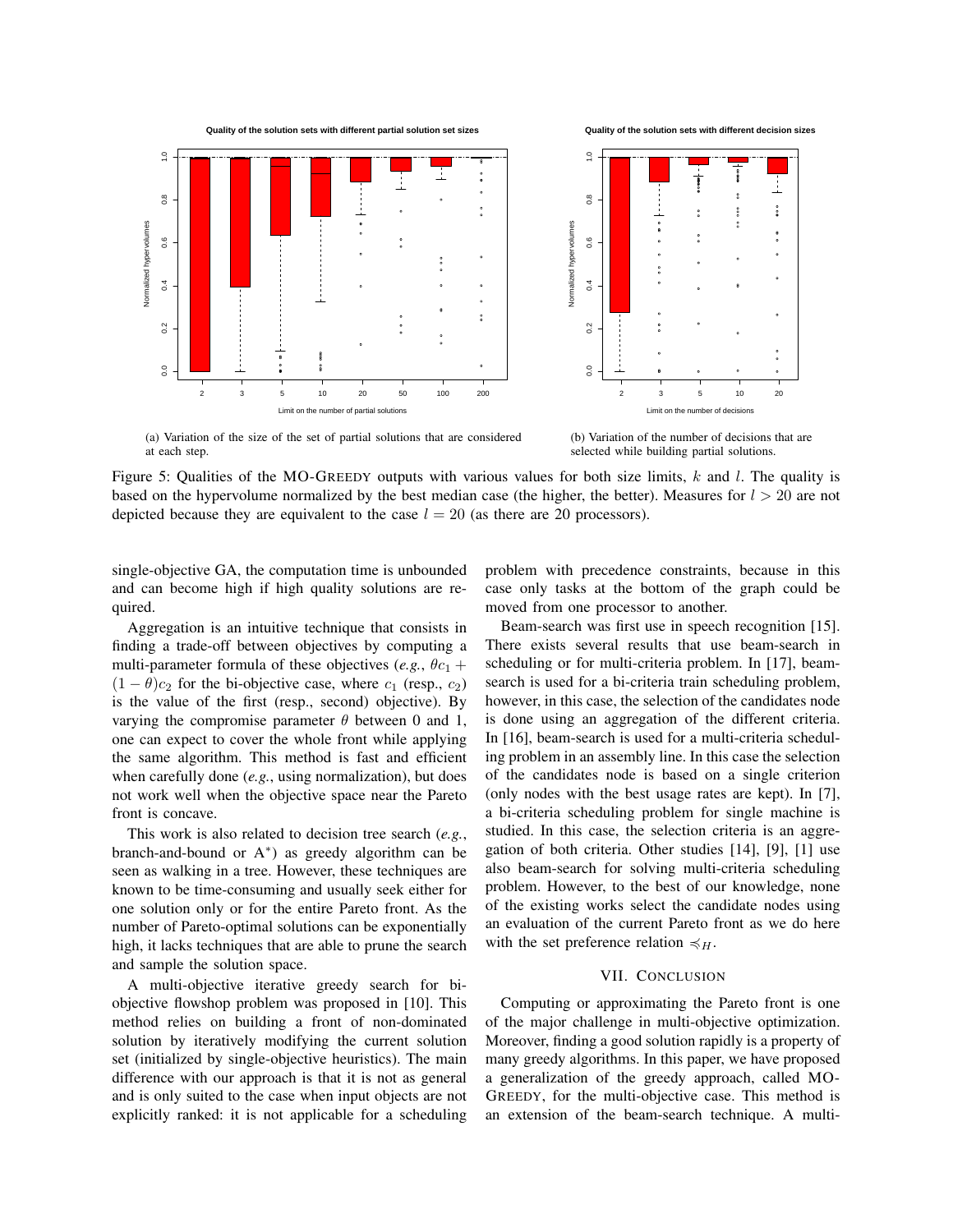(a) Variation of the size of the set of partial solutions that are considered at each step.

(b) Variation of the number of decisions that are selected while building partial solutions.

Figure 5: Qualities of the MO-GREEDY outputs with various values for both size limits, $k$ and $l$. The quality is based on the hypervolume normalized by the best median case (the higher, the better). Measures for $l > 20$ are not depicted because they are equivalent to the case $l = 20$ (as there are 20 processors).

single-objective GA, the computation time is unbounded and can become high if high quality solutions are required.

Aggregation is an intuitive technique that consists in finding a trade-off between objectives by computing a multi-parameter formula of these objectives (*e.g.*, $\theta c_1 + (1 - \theta)c_2$ for the bi-objective case, where $c_1$ (resp., $c_2$) is the value of the first (resp., second) objective). By varying the compromise parameter $\theta$ between 0 and 1, one can expect to cover the whole front while applying the same algorithm. This method is fast and efficient when carefully done (*e.g.*, using normalization), but does not work well when the objective space near the Pareto front is concave.

This work is also related to decision tree search (*e.g.*, branch-and-bound or A$^*$) as greedy algorithm can be seen as walking in a tree. However, these techniques are known to be time-consuming and usually seek either for one solution only or for the entire Pareto front. As the number of Pareto-optimal solutions can be exponentially high, it lacks techniques that are able to prune the search and sample the solution space.

A multi-objective iterative greedy search for bi-objective flowshop problem was proposed in [10]. This method relies on building a front of non-dominated solution by iteratively modifying the current solution set (initialized by single-objective heuristics). The main difference with our approach is that it is not as general and is only suited to the case when input objects are not explicitly ranked: it is not applicable for a scheduling problem with precedence constraints, because in this case only tasks at the bottom of the graph could be moved from one processor to another.

Beam-search was first use in speech recognition [15]. There exists several results that use beam-search in scheduling or for multi-criteria problem. In [17], beam-search is used for a bi-criteria train scheduling problem, however, in this case, the selection of the candidates node is done using an aggregation of the different criteria. In [16], beam-search is used for a multi-criteria scheduling problem in an assembly line. In this case the selection of the candidates node is based on a single criterion (only nodes with the best usage rates are kept). In [7], a bi-criteria scheduling problem for single machine is studied. In this case, the selection criteria is an aggregation of both criteria. Other studies [14], [9], [1] use also beam-search for solving multi-criteria scheduling problem. However, to the best of our knowledge, none of the existing works select the candidate nodes using an evaluation of the current Pareto front as we do here with the set preference relation $\preccurlyeq_H$.

## VII. CONCLUSION

Computing or approximating the Pareto front is one of the major challenge in multi-objective optimization. Moreover, finding a good solution rapidly is a property of many greedy algorithms. In this paper, we have proposed a generalization of the greedy approach, called MO-GREEDY, for the multi-objective case. This method is an extension of the beam-search technique. A multi-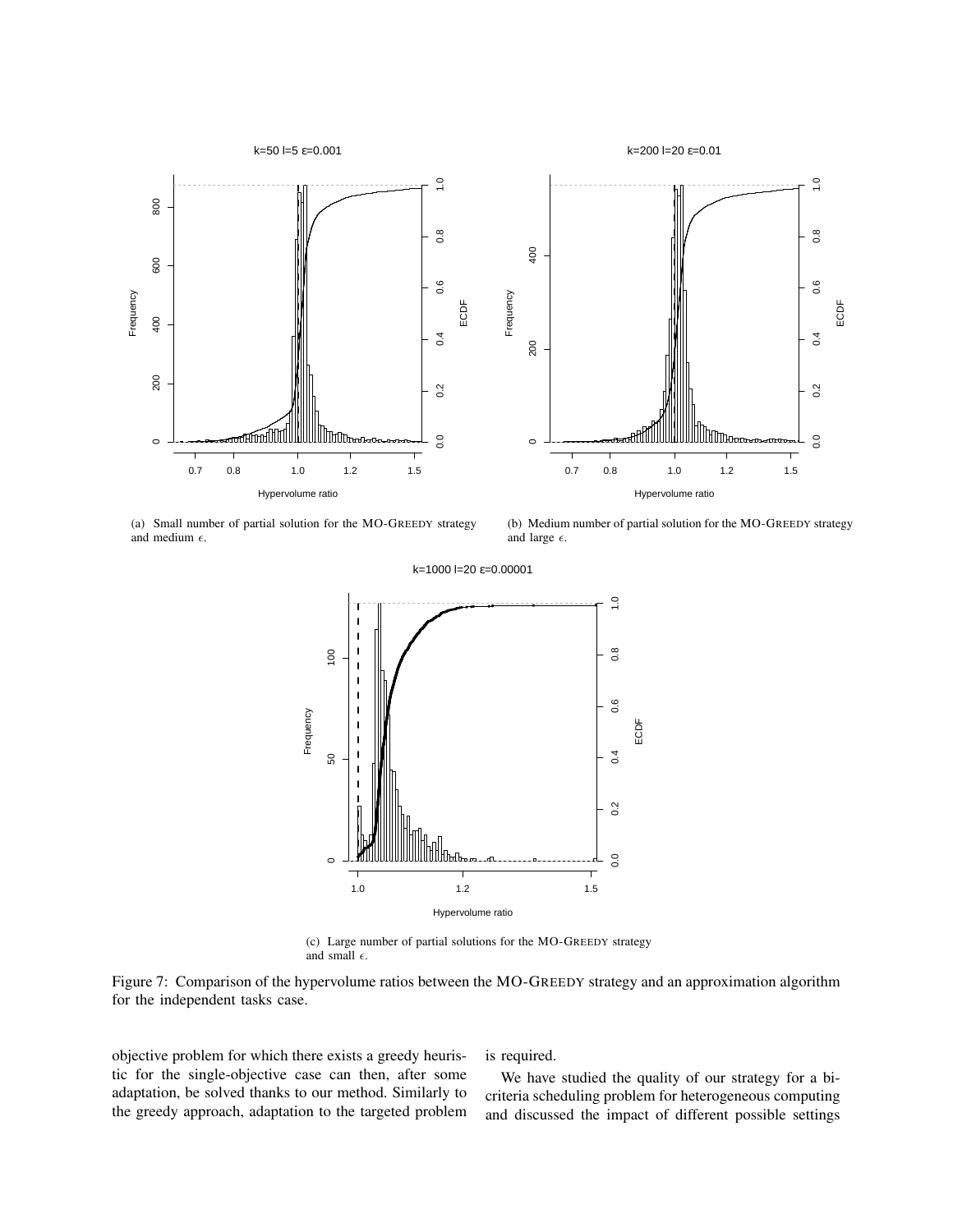(a) Small number of partial solution for the MO-GREEDY strategy and medium $\epsilon$.

(b) Medium number of partial solution for the MO-GREEDY strategy and large $\epsilon$.

(c) Large number of partial solutions for the MO-GREEDY strategy and small $\epsilon$.

Figure 7: Comparison of the hypervolume ratios between the MO-GREEDY strategy and an approximation algorithm for the independent tasks case.

objective problem for which there exists a greedy heuristic for the single-objective case can then, after some adaptation, be solved thanks to our method. Similarly to the greedy approach, adaptation to the targeted problem is required.

We have studied the quality of our strategy for a bi-criteria scheduling problem for heterogeneous computing and discussed the impact of different possible settings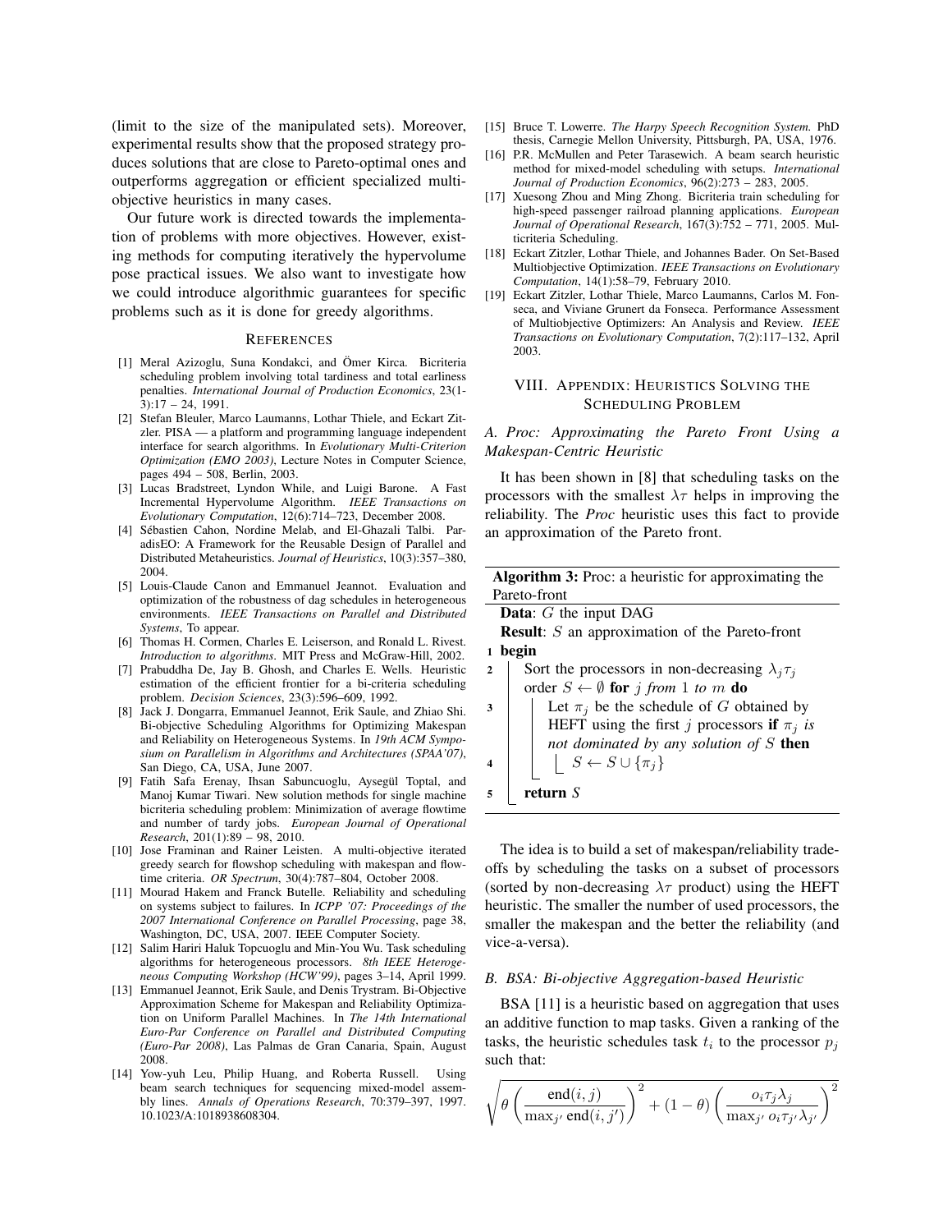(limit to the size of the manipulated sets). Moreover, experimental results show that the proposed strategy produces solutions that are close to Pareto-optimal ones and outperforms aggregation or efficient specialized multi-objective heuristics in many cases.

Our future work is directed towards the implementation of problems with more objectives. However, existing methods for computing iteratively the hypervolume pose practical issues. We also want to investigate how we could introduce algorithmic guarantees for specific problems such as it is done for greedy algorithms.

## REFERENCES

[1] Meral Azizoglu, Suna Kondakci, and Ömer Kirca. Bicriteria scheduling problem involving total tardiness and total earliness penalties. *International Journal of Production Economics*, 23(1-3):17 – 24, 1991.

[2] Stefan Bleuler, Marco Laumanns, Lothar Thiele, and Eckart Zitzler. PISA — a platform and programming language independent interface for search algorithms. In *Evolutionary Multi-Criterion Optimization (EMO 2003)*, Lecture Notes in Computer Science, pages 494 – 508, Berlin, 2003.

[3] Lucas Bradstreet, Lyndon While, and Luigi Barone. A Fast Incremental Hypervolume Algorithm. *IEEE Transactions on Evolutionary Computation*, 12(6):714–723, December 2008.

[4] Sébastien Cahon, Nordine Melab, and El-Ghazali Talbi. ParadisEO: A Framework for the Reusable Design of Parallel and Distributed Metaheuristics. *Journal of Heuristics*, 10(3):357–380, 2004.

[5] Louis-Claude Canon and Emmanuel Jeannot. Evaluation and optimization of the robustness of dag schedules in heterogeneous environments. *IEEE Transactions on Parallel and Distributed Systems*, To appear.

[6] Thomas H. Cormen, Charles E. Leiserson, and Ronald L. Rivest. *Introduction to algorithms*. MIT Press and McGraw-Hill, 2002.

[7] Prabuddha De, Jay B. Ghosh, and Charles E. Wells. Heuristic estimation of the efficient frontier for a bi-criteria scheduling problem. *Decision Sciences*, 23(3):596–609, 1992.

[8] Jack J. Dongarra, Emmanuel Jeannot, Erik Saule, and Zhiao Shi. Bi-objective Scheduling Algorithms for Optimizing Makespan and Reliability on Heterogeneous Systems. In *19th ACM Symposium on Parallelism in Algorithms and Architectures (SPAA'07)*, San Diego, CA, USA, June 2007.

[9] Fatih Safa Erenay, Ihsan Sabuncuoglu, Aysegül Toptal, and Manoj Kumar Tiwari. New solution methods for single machine bicriteria scheduling problem: Minimization of average flowtime and number of tardy jobs. *European Journal of Operational Research*, 201(1):89 – 98, 2010.

[10] Jose Framinan and Rainer Leisten. A multi-objective iterated greedy search for flowshop scheduling with makespan and flowtime criteria. *OR Spectrum*, 30(4):787–804, October 2008.

[11] Mourad Hakem and Franck Butelle. Reliability and scheduling on systems subject to failures. In *ICPP '07: Proceedings of the 2007 International Conference on Parallel Processing*, page 38, Washington, DC, USA, 2007. IEEE Computer Society.

[12] Salim Hariri Haluk Topcuoglu and Min-You Wu. Task scheduling algorithms for heterogeneous processors. *8th IEEE Heterogeneous Computing Workshop (HCW'99)*, pages 3–14, April 1999.

[13] Emmanuel Jeannot, Erik Saule, and Denis Trystram. Bi-Objective Approximation Scheme for Makespan and Reliability Optimization on Uniform Parallel Machines. In *The 14th International Euro-Par Conference on Parallel and Distributed Computing (Euro-Par 2008)*, Las Palmas de Gran Canaria, Spain, August 2008.

[14] Yow-yuh Leu, Philip Huang, and Roberta Russell. Using beam search techniques for sequencing mixed-model assembly lines. *Annals of Operations Research*, 70:379–397, 1997. 10.1023/A:1018938608304.

[15] Bruce T. Lowerre. *The Harpy Speech Recognition System.* PhD thesis, Carnegie Mellon University, Pittsburgh, PA, USA, 1976.

[16] P.R. McMullen and Peter Tarasewich. A beam search heuristic method for mixed-model scheduling with setups. *International Journal of Production Economics*, 96(2):273 – 283, 2005.

[17] Xuesong Zhou and Ming Zhong. Bicriteria train scheduling for high-speed passenger railroad planning applications. *European Journal of Operational Research*, 167(3):752 – 771, 2005. Multicriteria Scheduling.

[18] Eckart Zitzler, Lothar Thiele, and Johannes Bader. On Set-Based Multiobjective Optimization. *IEEE Transactions on Evolutionary Computation*, 14(1):58–79, February 2010.

[19] Eckart Zitzler, Lothar Thiele, Marco Laumanns, Carlos M. Fonseca, and Viviane Grunert da Fonseca. Performance Assessment of Multiobjective Optimizers: An Analysis and Review. *IEEE Transactions on Evolutionary Computation*, 7(2):117–132, April 2003.

## VIII. APPENDIX: HEURISTICS SOLVING THE SCHEDULING PROBLEM

### A. Proc: Approximating the Pareto Front Using a Makespan-Centric Heuristic

It has been shown in [8] that scheduling tasks on the processors with the smallest $\lambda\tau$ helps in improving the reliability. The *Proc* heuristic uses this fact to provide an approximation of the Pareto front.

**Algorithm 3:** Proc: a heuristic for approximating the Pareto-front

```
Data: G the input DAG
Result: S an approximation of the Pareto-front
1 begin
2   Sort the processors in non-decreasing λ_j τ_j order S ← ∅ for j from 1 to m do
3     Let π_j be the schedule of G obtained by HEFT using the first j processors if π_j is not dominated by any solution of S then
4       S ← S ∪ {π_j}
5   return S
```

The idea is to build a set of makespan/reliability trade-offs by scheduling the tasks on a subset of processors (sorted by non-decreasing $\lambda\tau$ product) using the HEFT heuristic. The smaller the number of used processors, the smaller the makespan and the better the reliability (and vice-a-versa).

### B. BSA: Bi-objective Aggregation-based Heuristic

BSA [11] is a heuristic based on aggregation that uses an additive function to map tasks. Given a ranking of the tasks, the heuristic schedules task $t_i$ to the processor $p_j$ such that:

$$\sqrt{\theta\left(\frac{\text{end}(i,j)}{\max_{j'} \text{end}(i,j')}\right)^2 + (1-\theta)\left(\frac{o_i\tau_j\lambda_j}{\max_{j'} o_i\tau_{j'}\lambda_{j'}}\right)^2}$$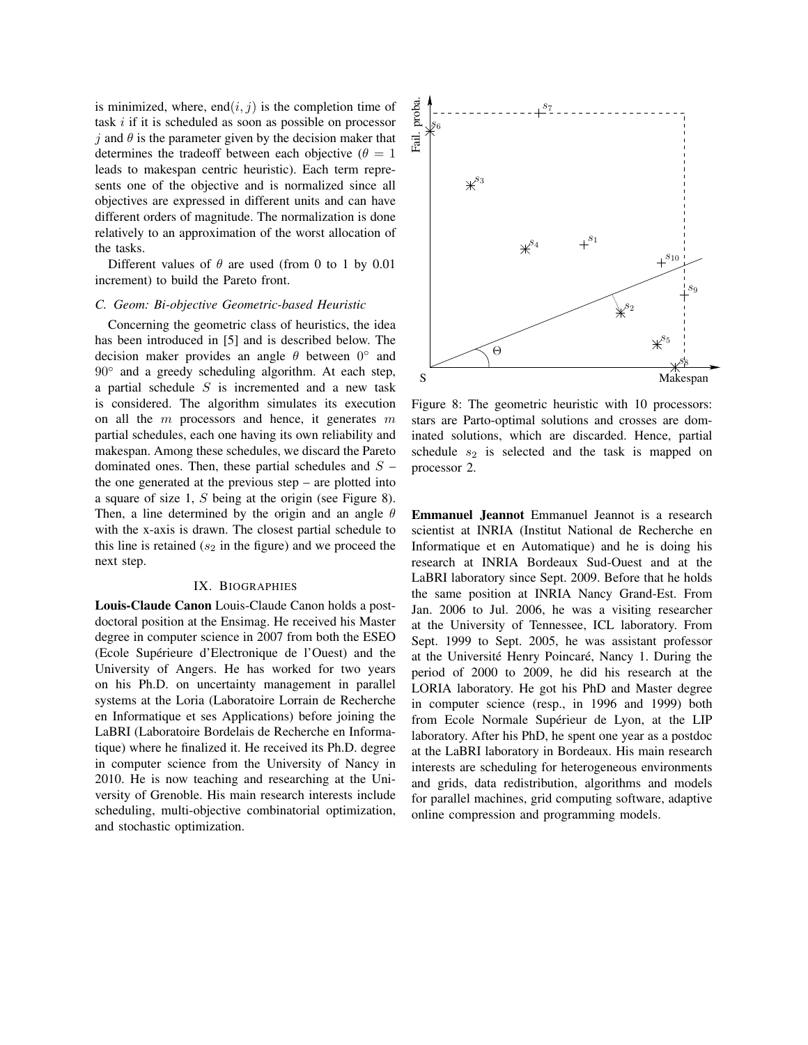is minimized, where, end$(i, j)$ is the completion time of task $i$ if it is scheduled as soon as possible on processor $j$ and $\theta$ is the parameter given by the decision maker that determines the tradeoff between each objective ($\theta = 1$ leads to makespan centric heuristic). Each term represents one of the objective and is normalized since all objectives are expressed in different units and can have different orders of magnitude. The normalization is done relatively to an approximation of the worst allocation of the tasks.

Different values of $\theta$ are used (from 0 to 1 by 0.01 increment) to build the Pareto front.

### *C. Geom: Bi-objective Geometric-based Heuristic*

Concerning the geometric class of heuristics, the idea has been introduced in [5] and is described below. The decision maker provides an angle $\theta$ between $0^\circ$ and $90^\circ$ and a greedy scheduling algorithm. At each step, a partial schedule $S$ is incremented and a new task is considered. The algorithm simulates its execution on all the $m$ processors and hence, it generates $m$ partial schedules, each one having its own reliability and makespan. Among these schedules, we discard the Pareto dominated ones. Then, these partial schedules and $S$ – the one generated at the previous step – are plotted into a square of size 1, $S$ being at the origin (see Figure 8). Then, a line determined by the origin and an angle $\theta$ with the x-axis is drawn. The closest partial schedule to this line is retained ($s_2$ in the figure) and we proceed the next step.

Fail. proba.

Makespan

S

Θ

$s_1$ $s_2$ $s_3$ $s_4$ $s_5$ $s_6$ $s_7$ $s_8$ $s_9$ $s_{10}$

Figure 8: The geometric heuristic with 10 processors: stars are Parto-optimal solutions and crosses are dominated solutions, which are discarded. Hence, partial schedule $s_2$ is selected and the task is mapped on processor 2.

## IX. Biographies

**Louis-Claude Canon** Louis-Claude Canon holds a post-doctoral position at the Ensimag. He received his Master degree in computer science in 2007 from both the ESEO (Ecole Supérieure d'Electronique de l'Ouest) and the University of Angers. He has worked for two years on his Ph.D. on uncertainty management in parallel systems at the Loria (Laboratoire Lorrain de Recherche en Informatique et ses Applications) before joining the LaBRI (Laboratoire Bordelais de Recherche en Informatique) where he finalized it. He received its Ph.D. degree in computer science from the University of Nancy in 2010. He is now teaching and researching at the University of Grenoble. His main research interests include scheduling, multi-objective combinatorial optimization, and stochastic optimization.

**Emmanuel Jeannot** Emmanuel Jeannot is a research scientist at INRIA (Institut National de Recherche en Informatique et en Automatique) and he is doing his research at INRIA Bordeaux Sud-Ouest and at the LaBRI laboratory since Sept. 2009. Before that he holds the same position at INRIA Nancy Grand-Est. From Jan. 2006 to Jul. 2006, he was a visiting researcher at the University of Tennessee, ICL laboratory. From Sept. 1999 to Sept. 2005, he was assistant professor at the Université Henry Poincaré, Nancy 1. During the period of 2000 to 2009, he did his research at the LORIA laboratory. He got his PhD and Master degree in computer science (resp., in 1996 and 1999) both from Ecole Normale Supérieur de Lyon, at the LIP laboratory. After his PhD, he spent one year as a postdoc at the LaBRI laboratory in Bordeaux. His main research interests are scheduling for heterogeneous environments and grids, data redistribution, algorithms and models for parallel machines, grid computing software, adaptive online compression and programming models.